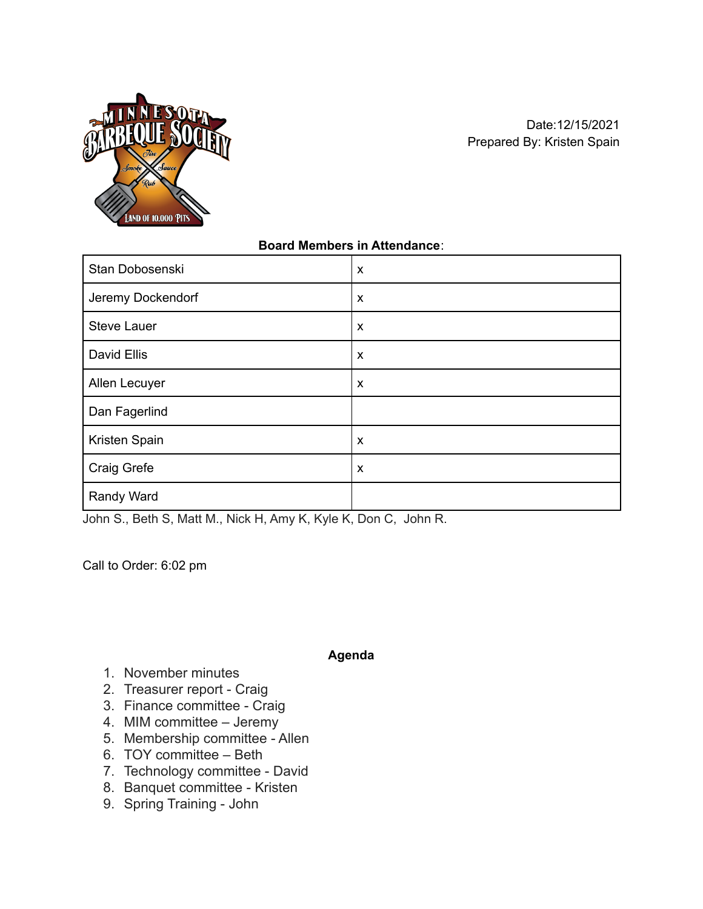Date:12/15/2021
Prepared By: Kristen Spain

**Board Members in Attendance**:

| | |
|---|---|
| Stan Dobosenski | x |
| Jeremy Dockendorf | x |
| Steve Lauer | x |
| David Ellis | x |
| Allen Lecuyer | x |
| Dan Fagerlind | |
| Kristen Spain | x |
| Craig Grefe | x |
| Randy Ward | |

John S., Beth S, Matt M., Nick H, Amy K, Kyle K, Don C, John R.

Call to Order: 6:02 pm

**Agenda**

1. November minutes
2. Treasurer report - Craig
3. Finance committee - Craig
4. MIM committee – Jeremy
5. Membership committee - Allen
6. TOY committee – Beth
7. Technology committee - David
8. Banquet committee - Kristen
9. Spring Training - John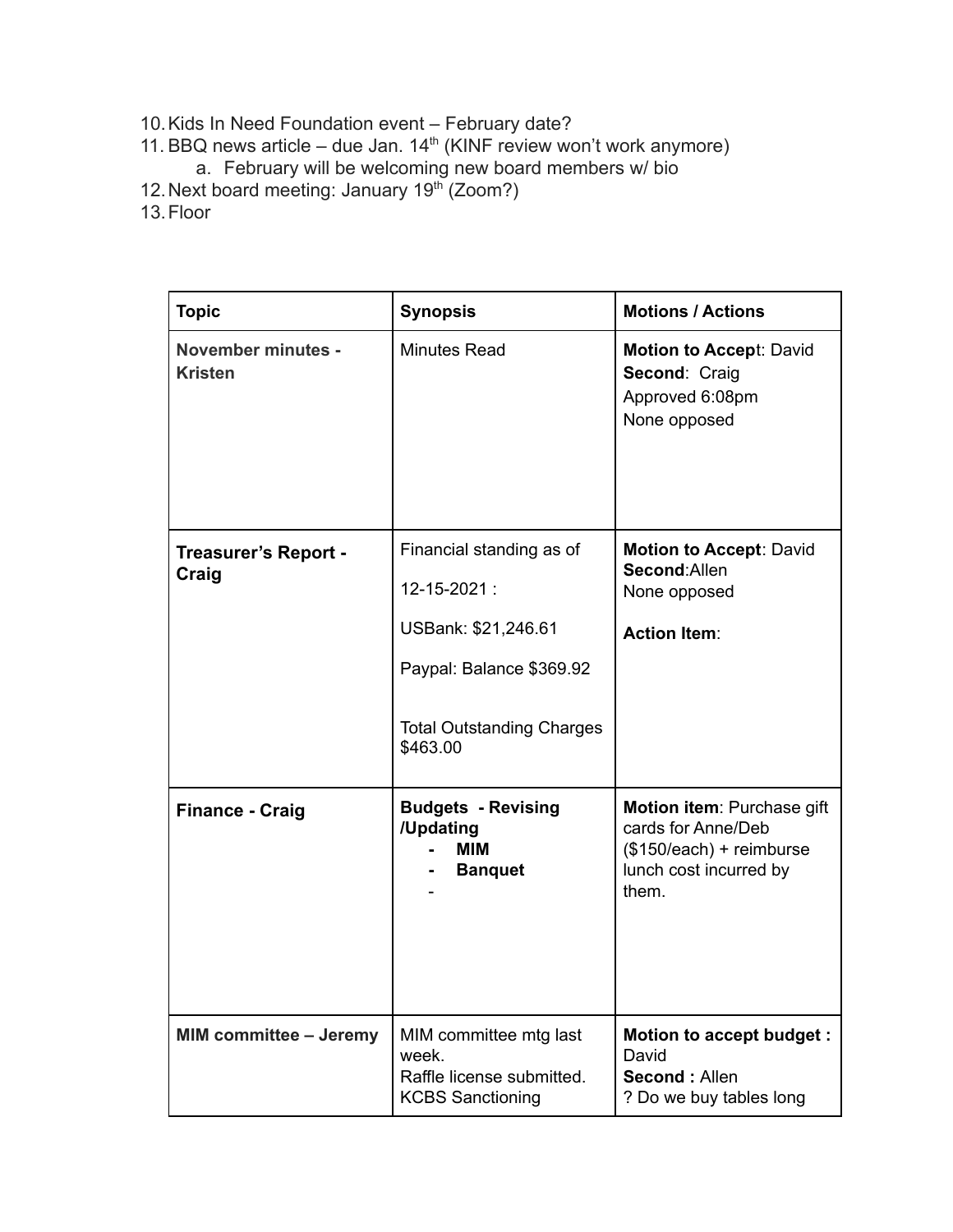10. Kids In Need Foundation event – February date?
11. BBQ news article – due Jan. 14th (KINF review won't work anymore)
    a. February will be welcoming new board members w/ bio
12. Next board meeting: January 19th (Zoom?)
13. Floor

| Topic | Synopsis | Motions / Actions |
| --- | --- | --- |
| **November minutes - Kristen** | Minutes Read | **Motion to Accept**: David<br>**Second**: Craig<br>Approved 6:08pm<br>None opposed |
| **Treasurer's Report - Craig** | Financial standing as of<br>12-15-2021 :<br>USBank: $21,246.61<br>Paypal: Balance $369.92<br>Total Outstanding Charges $463.00 | **Motion to Accept**: David<br>**Second**:Allen<br>None opposed<br>**Action Item**: |
| **Finance - Craig** | **Budgets - Revising /Updating**<br>- **MIM**<br>- **Banquet**<br>- | **Motion item**: Purchase gift cards for Anne/Deb ($150/each) + reimburse lunch cost incurred by them. |
| **MIM committee – Jeremy** | MIM committee mtg last week.<br>Raffle license submitted.<br>KCBS Sanctioning | **Motion to accept budget :** David<br>**Second :** Allen<br>? Do we buy tables long |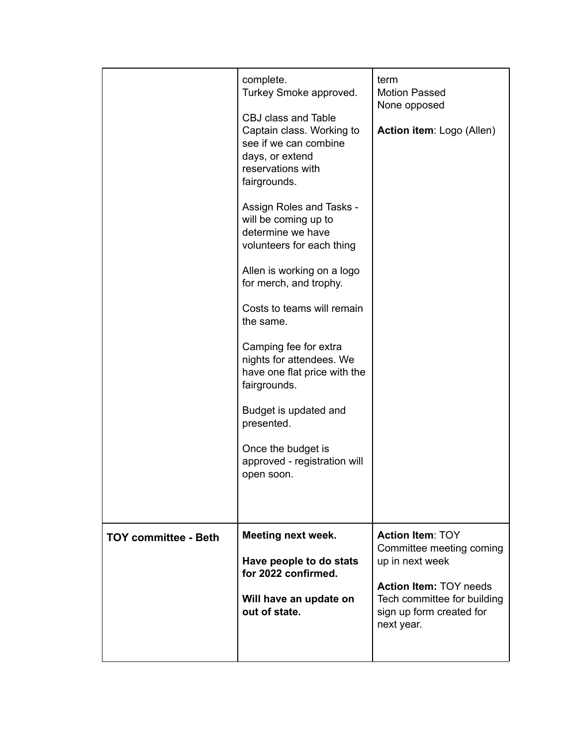| | | |
|---|---|---|
| | complete.<br>Turkey Smoke approved.<br><br>CBJ class and Table Captain class. Working to see if we can combine days, or extend reservations with fairgrounds.<br><br>Assign Roles and Tasks - will be coming up to determine we have volunteers for each thing<br><br>Allen is working on a logo for merch, and trophy.<br><br>Costs to teams will remain the same.<br><br>Camping fee for extra nights for attendees. We have one flat price with the fairgrounds.<br><br>Budget is updated and presented.<br><br>Once the budget is approved - registration will open soon. | term<br>Motion Passed<br>None opposed<br><br>**Action item**: Logo (Allen) |
| **TOY committee - Beth** | **Meeting next week.**<br><br>**Have people to do stats for 2022 confirmed.**<br><br>**Will have an update on out of state.** | **Action Item**: TOY Committee meeting coming up in next week<br><br>**Action Item:** TOY needs Tech committee for building sign up form created for next year. |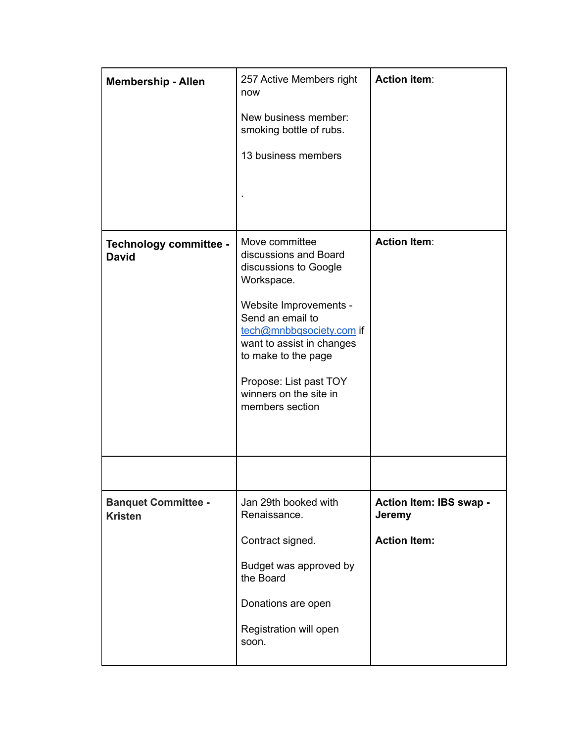| **Membership - Allen** | 257 Active Members right now<br><br>New business member: smoking bottle of rubs.<br><br>13 business members<br><br>. | **Action item**: |
|---|---|---|
| **Technology committee - David** | Move committee discussions and Board discussions to Google Workspace.<br><br>Website Improvements - Send an email to tech@mnbbqsociety.com if want to assist in changes to make to the page<br><br>Propose: List past TOY winners on the site in members section | **Action Item**: |
| | | |
| **Banquet Committee - Kristen** | Jan 29th booked with Renaissance.<br><br>Contract signed.<br><br>Budget was approved by the Board<br><br>Donations are open<br><br>Registration will open soon. | **Action Item: IBS swap - Jeremy**<br><br>**Action Item:** |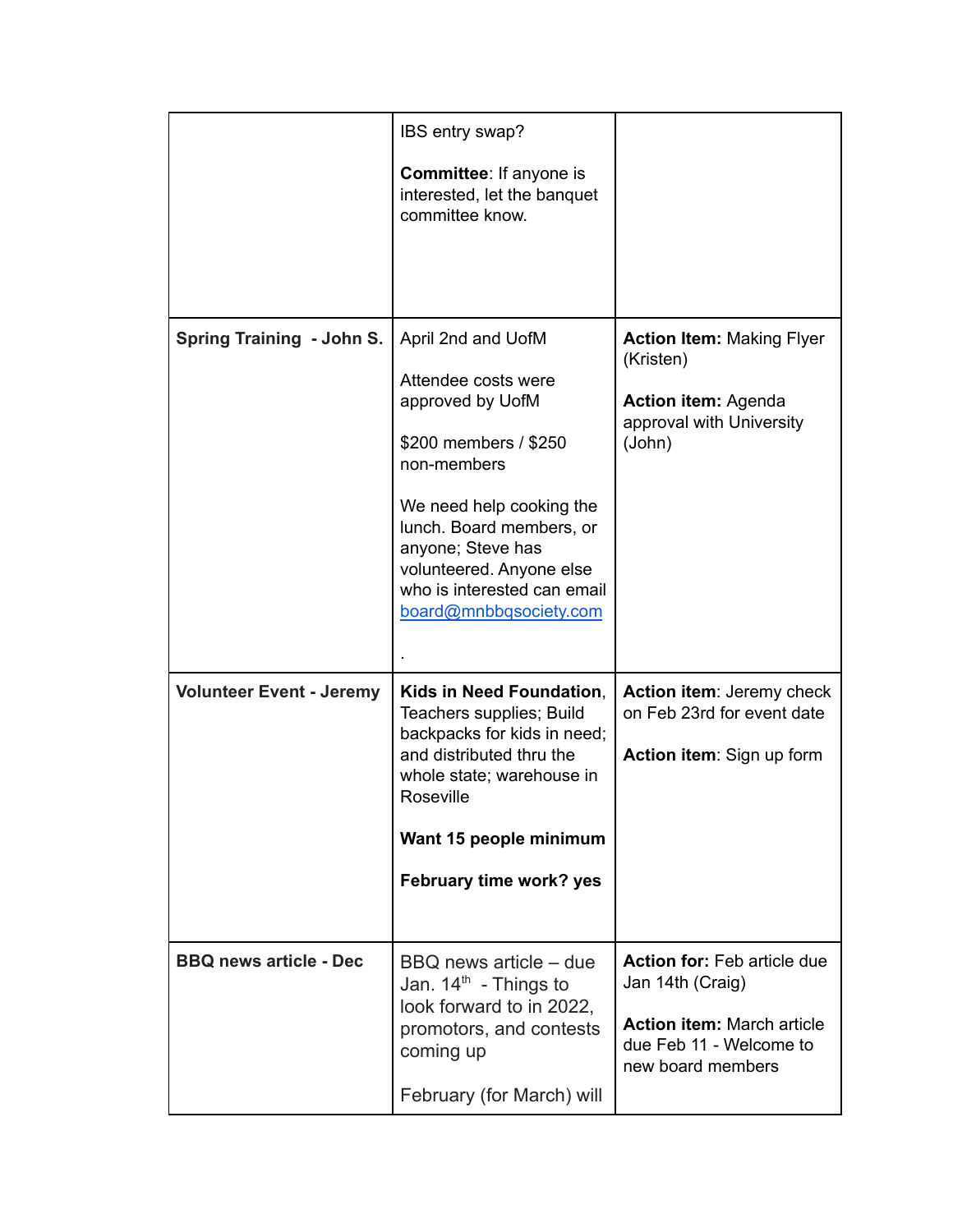| | | |
|---|---|---|
| | IBS entry swap?<br><br>**Committee**: If anyone is interested, let the banquet committee know. | |
| **Spring Training - John S.** | April 2nd and UofM<br><br>Attendee costs were approved by UofM<br><br>$200 members / $250 non-members<br><br>We need help cooking the lunch. Board members, or anyone; Steve has volunteered. Anyone else who is interested can email board@mnbbqsociety.com<br><br>. | **Action Item:** Making Flyer (Kristen)<br><br>**Action item:** Agenda approval with University (John) |
| **Volunteer Event - Jeremy** | **Kids in Need Foundation**, Teachers supplies; Build backpacks for kids in need; and distributed thru the whole state; warehouse in Roseville<br><br>**Want 15 people minimum**<br><br>**February time work? yes** | **Action item**: Jeremy check on Feb 23rd for event date<br><br>**Action item**: Sign up form |
| **BBQ news article - Dec** | BBQ news article – due Jan. 14th - Things to look forward to in 2022, promotors, and contests coming up<br><br>February (for March) will | **Action for:** Feb article due Jan 14th (Craig)<br><br>**Action item:** March article due Feb 11 - Welcome to new board members |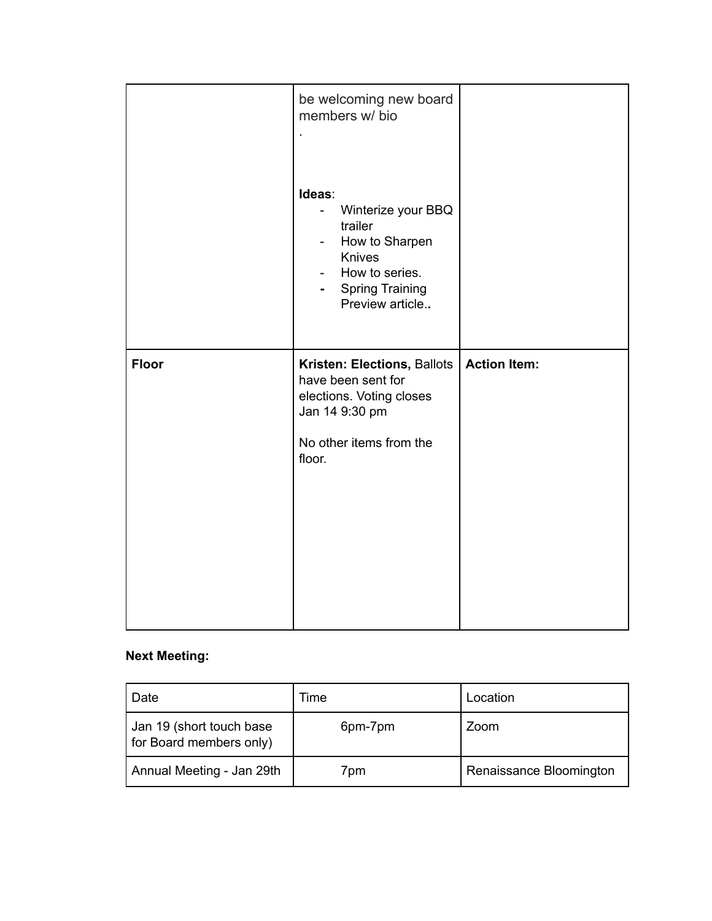| | | |
|---|---|---|
| | be welcoming new board members w/ bio<br>.<br><br>**Ideas**:<br>- Winterize your BBQ trailer<br>- How to Sharpen Knives<br>- How to series.<br>- Spring Training Preview article.**.** | |
| **Floor** | **Kristen: Elections,** Ballots have been sent for elections. Voting closes Jan 14 9:30 pm<br><br>No other items from the floor. | **Action Item:** |

**Next Meeting:**

| Date | Time | Location |
|---|---|---|
| Jan 19 (short touch base for Board members only) | 6pm-7pm | Zoom |
| Annual Meeting - Jan 29th | 7pm | Renaissance Bloomington |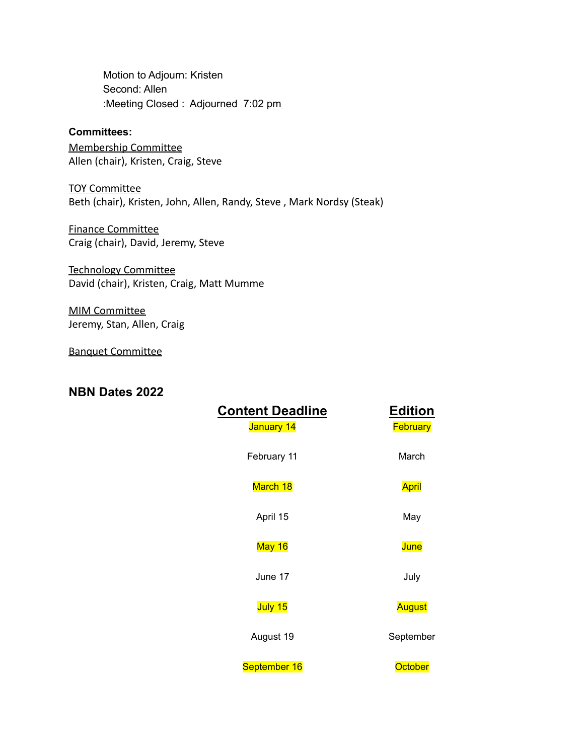Motion to Adjourn: Kristen
Second: Allen
:Meeting Closed : Adjourned 7:02 pm

**Committees:**

Membership Committee
Allen (chair), Kristen, Craig, Steve

TOY Committee
Beth (chair), Kristen, John, Allen, Randy, Steve , Mark Nordsy (Steak)

Finance Committee
Craig (chair), David, Jeremy, Steve

Technology Committee
David (chair), Kristen, Craig, Matt Mumme

MIM Committee
Jeremy, Stan, Allen, Craig

Banquet Committee

## NBN Dates 2022

| Content Deadline | Edition |
| --- | --- |
| January 14 | February |
| February 11 | March |
| March 18 | April |
| April 15 | May |
| May 16 | June |
| June 17 | July |
| July 15 | August |
| August 19 | September |
| September 16 | October |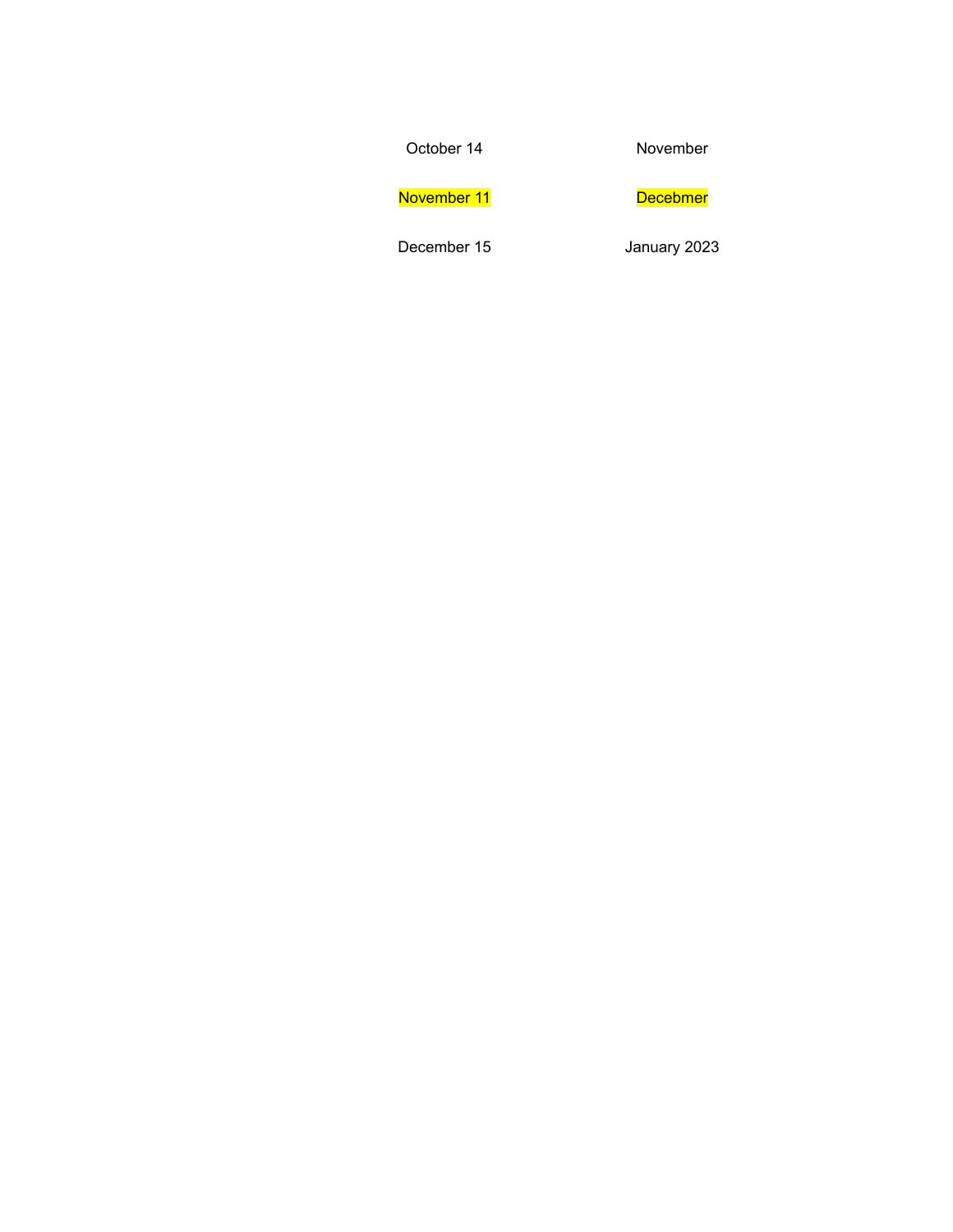| | |
|---|---|
| October 14 | November |
| November 11 | Decebmer |
| December 15 | January 2023 |